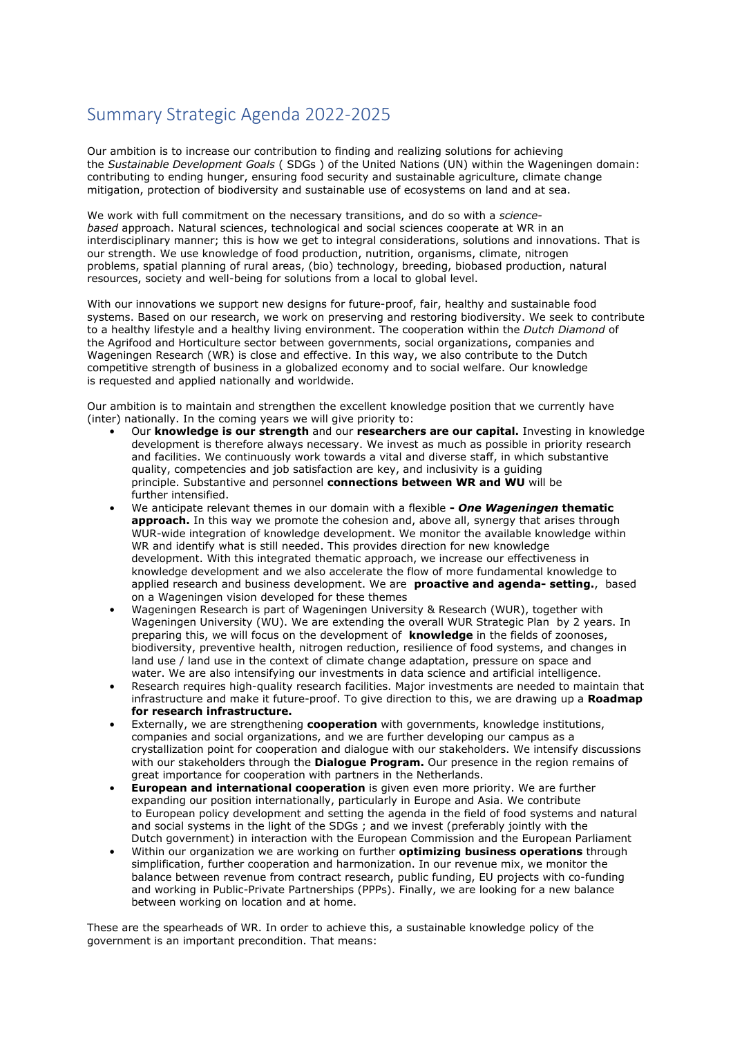# Summary Strategic Agenda 2022-2025

Our ambition is to increase our contribution to finding and realizing solutions for achieving the *Sustainable Development Goals* ( SDGs ) of the United Nations (UN) within the Wageningen domain: contributing to ending hunger, ensuring food security and sustainable agriculture, climate change mitigation, protection of biodiversity and sustainable use of ecosystems on land and at sea.

We work with full commitment on the necessary transitions, and do so with a *science-based* approach. Natural sciences, technological and social sciences cooperate at WR in an interdisciplinary manner; this is how we get to integral considerations, solutions and innovations. That is our strength. We use knowledge of food production, nutrition, organisms, climate, nitrogen problems, spatial planning of rural areas, (bio) technology, breeding, biobased production, natural resources, society and well-being for solutions from a local to global level.

With our innovations we support new designs for future-proof, fair, healthy and sustainable food systems. Based on our research, we work on preserving and restoring biodiversity. We seek to contribute to a healthy lifestyle and a healthy living environment. The cooperation within the *Dutch Diamond* of the Agrifood and Horticulture sector between governments, social organizations, companies and Wageningen Research (WR) is close and effective. In this way, we also contribute to the Dutch competitive strength of business in a globalized economy and to social welfare. Our knowledge is requested and applied nationally and worldwide.

Our ambition is to maintain and strengthen the excellent knowledge position that we currently have (inter) nationally. In the coming years we will give priority to:

- Our **knowledge is our strength** and our **researchers are our capital.** Investing in knowledge development is therefore always necessary. We invest as much as possible in priority research and facilities. We continuously work towards a vital and diverse staff, in which substantive quality, competencies and job satisfaction are key, and inclusivity is a guiding principle. Substantive and personnel **connections between WR and WU** will be further intensified.
- We anticipate relevant themes in our domain with a flexible ***- One Wageningen* thematic approach.** In this way we promote the cohesion and, above all, synergy that arises through WUR-wide integration of knowledge development. We monitor the available knowledge within WR and identify what is still needed. This provides direction for new knowledge development. With this integrated thematic approach, we increase our effectiveness in knowledge development and we also accelerate the flow of more fundamental knowledge to applied research and business development. We are **proactive and agenda- setting.**, based on a Wageningen vision developed for these themes
- Wageningen Research is part of Wageningen University & Research (WUR), together with Wageningen University (WU). We are extending the overall WUR Strategic Plan by 2 years. In preparing this, we will focus on the development of **knowledge** in the fields of zoonoses, biodiversity, preventive health, nitrogen reduction, resilience of food systems, and changes in land use / land use in the context of climate change adaptation, pressure on space and water. We are also intensifying our investments in data science and artificial intelligence.
- Research requires high-quality research facilities. Major investments are needed to maintain that infrastructure and make it future-proof. To give direction to this, we are drawing up a **Roadmap for research infrastructure.**
- Externally, we are strengthening **cooperation** with governments, knowledge institutions, companies and social organizations, and we are further developing our campus as a crystallization point for cooperation and dialogue with our stakeholders. We intensify discussions with our stakeholders through the **Dialogue Program.** Our presence in the region remains of great importance for cooperation with partners in the Netherlands.
- **European and international cooperation** is given even more priority. We are further expanding our position internationally, particularly in Europe and Asia. We contribute to European policy development and setting the agenda in the field of food systems and natural and social systems in the light of the SDGs ; and we invest (preferably jointly with the Dutch government) in interaction with the European Commission and the European Parliament
- Within our organization we are working on further **optimizing business operations** through simplification, further cooperation and harmonization. In our revenue mix, we monitor the balance between revenue from contract research, public funding, EU projects with co-funding and working in Public-Private Partnerships (PPPs). Finally, we are looking for a new balance between working on location and at home.

These are the spearheads of WR. In order to achieve this, a sustainable knowledge policy of the government is an important precondition. That means: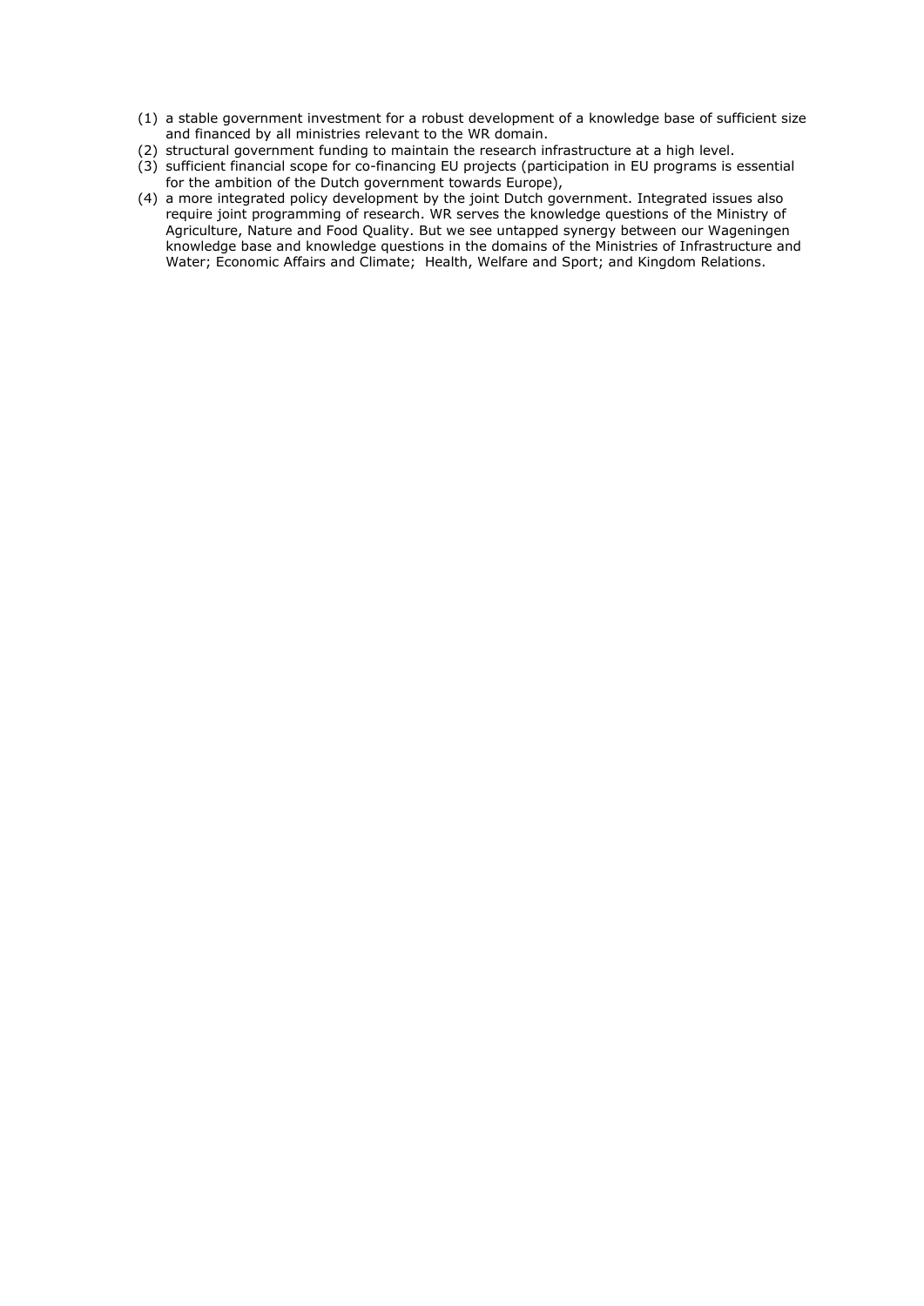(1) a stable government investment for a robust development of a knowledge base of sufficient size and financed by all ministries relevant to the WR domain.
(2) structural government funding to maintain the research infrastructure at a high level.
(3) sufficient financial scope for co-financing EU projects (participation in EU programs is essential for the ambition of the Dutch government towards Europe),
(4) a more integrated policy development by the joint Dutch government. Integrated issues also require joint programming of research. WR serves the knowledge questions of the Ministry of Agriculture, Nature and Food Quality. But we see untapped synergy between our Wageningen knowledge base and knowledge questions in the domains of the Ministries of Infrastructure and Water; Economic Affairs and Climate; Health, Welfare and Sport; and Kingdom Relations.